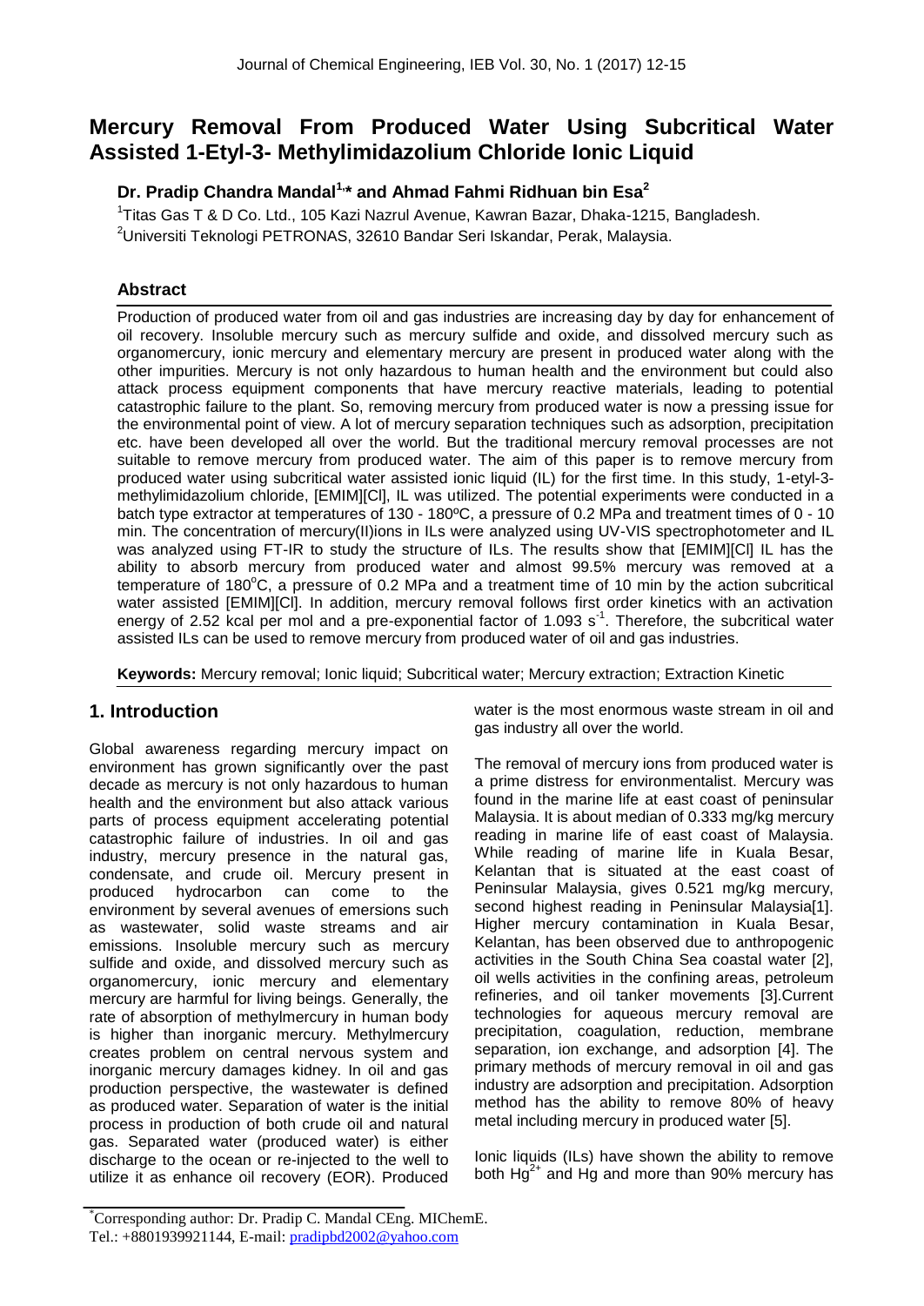# Mercury Removal From Produced Water Using Subcritical Water Assisted 1-Etyl-3- Methylimidazolium Chloride Ionic Liquid

**Dr. Pradip Chandra Mandal[1,*] and Ahmad Fahmi Ridhuan bin Esa[2]**

[1]Titas Gas T & D Co. Ltd., 105 Kazi Nazrul Avenue, Kawran Bazar, Dhaka-1215, Bangladesh.
[2]Universiti Teknologi PETRONAS, 32610 Bandar Seri Iskandar, Perak, Malaysia.

## Abstract

Production of produced water from oil and gas industries are increasing day by day for enhancement of oil recovery. Insoluble mercury such as mercury sulfide and oxide, and dissolved mercury such as organomercury, ionic mercury and elementary mercury are present in produced water along with the other impurities. Mercury is not only hazardous to human health and the environment but could also attack process equipment components that have mercury reactive materials, leading to potential catastrophic failure to the plant. So, removing mercury from produced water is now a pressing issue for the environmental point of view. A lot of mercury separation techniques such as adsorption, precipitation etc. have been developed all over the world. But the traditional mercury removal processes are not suitable to remove mercury from produced water. The aim of this paper is to remove mercury from produced water using subcritical water assisted ionic liquid (IL) for the first time. In this study, 1-etyl-3-methylimidazolium chloride, [EMIM][Cl], IL was utilized. The potential experiments were conducted in a batch type extractor at temperatures of 130 - 180ºC, a pressure of 0.2 MPa and treatment times of 0 - 10 min. The concentration of mercury(II)ions in ILs were analyzed using UV-VIS spectrophotometer and IL was analyzed using FT-IR to study the structure of ILs. The results show that [EMIM][Cl] IL has the ability to absorb mercury from produced water and almost 99.5% mercury was removed at a temperature of 180°C, a pressure of 0.2 MPa and a treatment time of 10 min by the action subcritical water assisted [EMIM][Cl]. In addition, mercury removal follows first order kinetics with an activation energy of 2.52 kcal per mol and a pre-exponential factor of 1.093 $s^{-1}$. Therefore, the subcritical water assisted ILs can be used to remove mercury from produced water of oil and gas industries.

**Keywords:** Mercury removal; Ionic liquid; Subcritical water; Mercury extraction; Extraction Kinetic

## 1. Introduction

Global awareness regarding mercury impact on environment has grown significantly over the past decade as mercury is not only hazardous to human health and the environment but also attack various parts of process equipment accelerating potential catastrophic failure of industries. In oil and gas industry, mercury presence in the natural gas, condensate, and crude oil. Mercury present in produced hydrocarbon can come to the environment by several avenues of emersions such as wastewater, solid waste streams and air emissions. Insoluble mercury such as mercury sulfide and oxide, and dissolved mercury such as organomercury, ionic mercury and elementary mercury are harmful for living beings. Generally, the rate of absorption of methylmercury in human body is higher than inorganic mercury. Methylmercury creates problem on central nervous system and inorganic mercury damages kidney. In oil and gas production perspective, the wastewater is defined as produced water. Separation of water is the initial process in production of both crude oil and natural gas. Separated water (produced water) is either discharge to the ocean or re-injected to the well to utilize it as enhance oil recovery (EOR). Produced water is the most enormous waste stream in oil and gas industry all over the world.

The removal of mercury ions from produced water is a prime distress for environmentalist. Mercury was found in the marine life at east coast of peninsular Malaysia. It is about median of 0.333 mg/kg mercury reading in marine life of east coast of Malaysia. While reading of marine life in Kuala Besar, Kelantan that is situated at the east coast of Peninsular Malaysia, gives 0.521 mg/kg mercury, second highest reading in Peninsular Malaysia[1]. Higher mercury contamination in Kuala Besar, Kelantan, has been observed due to anthropogenic activities in the South China Sea coastal water [2], oil wells activities in the confining areas, petroleum refineries, and oil tanker movements [3].Current technologies for aqueous mercury removal are precipitation, coagulation, reduction, membrane separation, ion exchange, and adsorption [4]. The primary methods of mercury removal in oil and gas industry are adsorption and precipitation. Adsorption method has the ability to remove 80% of heavy metal including mercury in produced water [5].

Ionic liquids (ILs) have shown the ability to remove both $Hg^{2+}$ and Hg and more than 90% mercury has

---

*Corresponding author: Dr. Pradip C. Mandal CEng. MIChemE.
Tel.: +8801939921144, E-mail: pradipbd2002@yahoo.com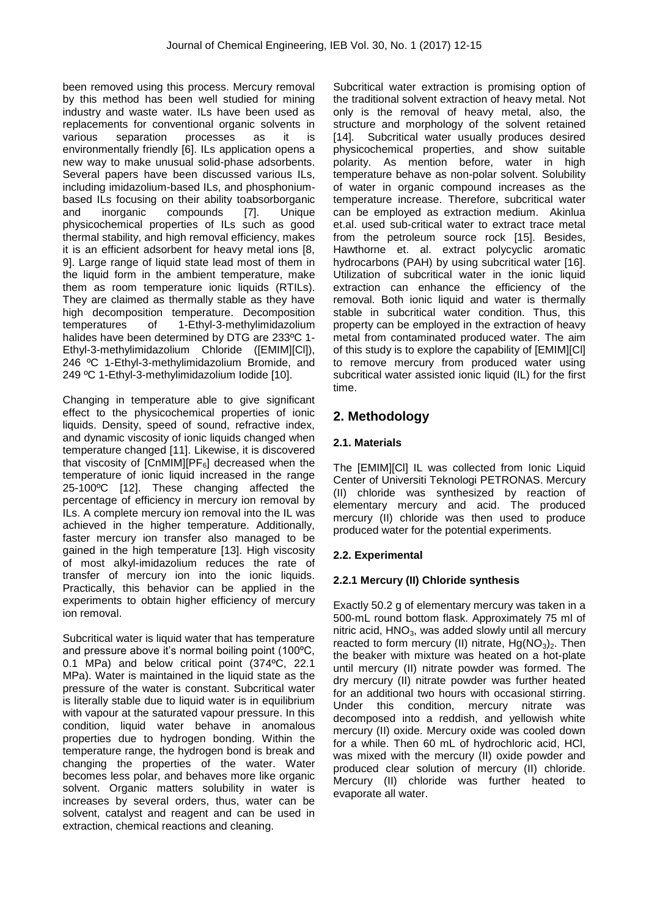been removed using this process. Mercury removal by this method has been well studied for mining industry and waste water. ILs have been used as replacements for conventional organic solvents in various separation processes as it is environmentally friendly [6]. ILs application opens a new way to make unusual solid-phase adsorbents. Several papers have been discussed various ILs, including imidazolium-based ILs, and phosphonium-based ILs focusing on their ability toabsorborganic and inorganic compounds [7]. Unique physicochemical properties of ILs such as good thermal stability, and high removal efficiency, makes it is an efficient adsorbent for heavy metal ions [8, 9]. Large range of liquid state lead most of them in the liquid form in the ambient temperature, make them as room temperature ionic liquids (RTILs). They are claimed as thermally stable as they have high decomposition temperature. Decomposition temperatures of 1-Ethyl-3-methylimidazolium halides have been determined by DTG are 233ºC 1-Ethyl-3-methylimidazolium Chloride ([EMIM][Cl]), 246 ºC 1-Ethyl-3-methylimidazolium Bromide, and 249 ºC 1-Ethyl-3-methylimidazolium Iodide [10].

Changing in temperature able to give significant effect to the physicochemical properties of ionic liquids. Density, speed of sound, refractive index, and dynamic viscosity of ionic liquids changed when temperature changed [11]. Likewise, it is discovered that viscosity of [CnMIM][$PF_6$] decreased when the temperature of ionic liquid increased in the range 25-100ºC [12]. These changing affected the percentage of efficiency in mercury ion removal by ILs. A complete mercury ion removal into the IL was achieved in the higher temperature. Additionally, faster mercury ion transfer also managed to be gained in the high temperature [13]. High viscosity of most alkyl-imidazolium reduces the rate of transfer of mercury ion into the ionic liquids. Practically, this behavior can be applied in the experiments to obtain higher efficiency of mercury ion removal.

Subcritical water is liquid water that has temperature and pressure above it's normal boiling point (100ºC, 0.1 MPa) and below critical point (374ºC, 22.1 MPa). Water is maintained in the liquid state as the pressure of the water is constant. Subcritical water is literally stable due to liquid water is in equilibrium with vapour at the saturated vapour pressure. In this condition, liquid water behave in anomalous properties due to hydrogen bonding. Within the temperature range, the hydrogen bond is break and changing the properties of the water. Water becomes less polar, and behaves more like organic solvent. Organic matters solubility in water is increases by several orders, thus, water can be solvent, catalyst and reagent and can be used in extraction, chemical reactions and cleaning.

Subcritical water extraction is promising option of the traditional solvent extraction of heavy metal. Not only is the removal of heavy metal, also, the structure and morphology of the solvent retained [14]. Subcritical water usually produces desired physicochemical properties, and show suitable polarity. As mention before, water in high temperature behave as non-polar solvent. Solubility of water in organic compound increases as the temperature increase. Therefore, subcritical water can be employed as extraction medium. Akinlua et.al. used sub-critical water to extract trace metal from the petroleum source rock [15]. Besides, Hawthorne et. al. extract polycyclic aromatic hydrocarbons (PAH) by using subcritical water [16]. Utilization of subcritical water in the ionic liquid extraction can enhance the efficiency of the removal. Both ionic liquid and water is thermally stable in subcritical water condition. Thus, this property can be employed in the extraction of heavy metal from contaminated produced water. The aim of this study is to explore the capability of [EMIM][Cl] to remove mercury from produced water using subcritical water assisted ionic liquid (IL) for the first time.

## 2. Methodology

### 2.1. Materials

The [EMIM][Cl] IL was collected from Ionic Liquid Center of Universiti Teknologi PETRONAS. Mercury (II) chloride was synthesized by reaction of elementary mercury and acid. The produced mercury (II) chloride was then used to produce produced water for the potential experiments.

### 2.2. Experimental

#### 2.2.1 Mercury (II) Chloride synthesis

Exactly 50.2 g of elementary mercury was taken in a 500-mL round bottom flask. Approximately 75 ml of nitric acid, $HNO_3$, was added slowly until all mercury reacted to form mercury (II) nitrate, $Hg(NO_3)_2$. Then the beaker with mixture was heated on a hot-plate until mercury (II) nitrate powder was formed. The dry mercury (II) nitrate powder was further heated for an additional two hours with occasional stirring. Under this condition, mercury nitrate was decomposed into a reddish, and yellowish white mercury (II) oxide. Mercury oxide was cooled down for a while. Then 60 mL of hydrochloric acid, HCl, was mixed with the mercury (II) oxide powder and produced clear solution of mercury (II) chloride. Mercury (II) chloride was further heated to evaporate all water.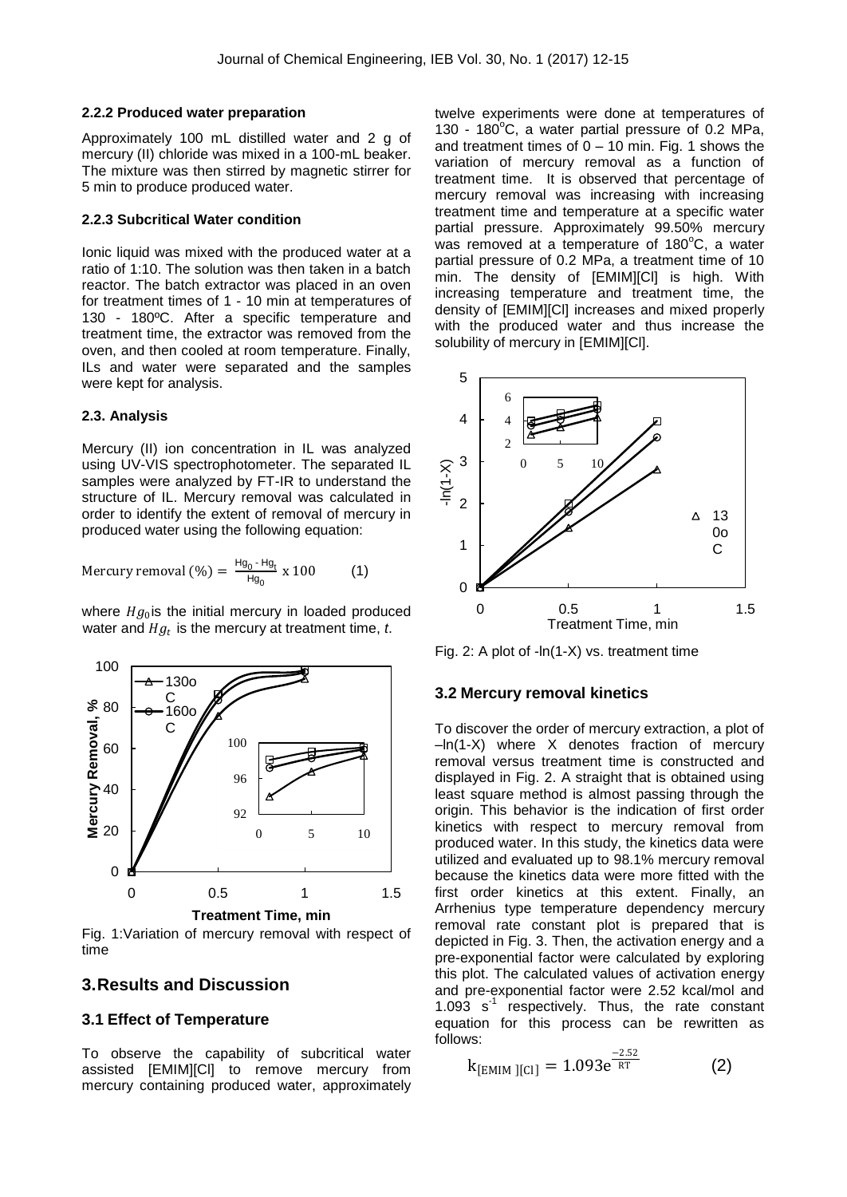#### 2.2.2 Produced water preparation

Approximately 100 mL distilled water and 2 g of mercury (II) chloride was mixed in a 100-mL beaker. The mixture was then stirred by magnetic stirrer for 5 min to produce produced water.

#### 2.2.3 Subcritical Water condition

Ionic liquid was mixed with the produced water at a ratio of 1:10. The solution was then taken in a batch reactor. The batch extractor was placed in an oven for treatment times of 1 - 10 min at temperatures of 130 - 180ºC. After a specific temperature and treatment time, the extractor was removed from the oven, and then cooled at room temperature. Finally, ILs and water were separated and the samples were kept for analysis.

### 2.3. Analysis

Mercury (II) ion concentration in IL was analyzed using UV-VIS spectrophotometer. The separated IL samples were analyzed by FT-IR to understand the structure of IL. Mercury removal was calculated in order to identify the extent of removal of mercury in produced water using the following equation:

$$\text{Mercury removal } (\%) = \frac{Hg_0 - Hg_t}{Hg_0} \times 100 \qquad (1)$$

where $Hg_0$ is the initial mercury in loaded produced water and $Hg_t$ is the mercury at treatment time, *t*.

Fig. 1:Variation of mercury removal with respect of time

## 3. Results and Discussion

### 3.1 Effect of Temperature

To observe the capability of subcritical water assisted [EMIM][Cl] to remove mercury from mercury containing produced water, approximately twelve experiments were done at temperatures of 130 - 180°C, a water partial pressure of 0.2 MPa, and treatment times of 0 – 10 min. Fig. 1 shows the variation of mercury removal as a function of treatment time. It is observed that percentage of mercury removal was increasing with increasing treatment time and temperature at a specific water partial pressure. Approximately 99.50% mercury was removed at a temperature of 180°C, a water partial pressure of 0.2 MPa, a treatment time of 10 min. The density of [EMIM][Cl] is high. With increasing temperature and treatment time, the density of [EMIM][Cl] increases and mixed properly with the produced water and thus increase the solubility of mercury in [EMIM][Cl].

Fig. 2: A plot of -ln(1-X) vs. treatment time

### 3.2 Mercury removal kinetics

To discover the order of mercury extraction, a plot of –ln(1-X) where X denotes fraction of mercury removal versus treatment time is constructed and displayed in Fig. 2. A straight that is obtained using least square method is almost passing through the origin. This behavior is the indication of first order kinetics with respect to mercury removal from produced water. In this study, the kinetics data were utilized and evaluated up to 98.1% mercury removal because the kinetics data were more fitted with the first order kinetics at this extent. Finally, an Arrhenius type temperature dependency mercury removal rate constant plot is prepared that is depicted in Fig. 3. Then, the activation energy and a pre-exponential factor were calculated by exploring this plot. The calculated values of activation energy and pre-exponential factor were 2.52 kcal/mol and 1.093 $s^{-1}$ respectively. Thus, the rate constant equation for this process can be rewritten as follows:

$$k_{[EMIM][Cl]} = 1.093e^{\frac{-2.52}{RT}} \qquad (2)$$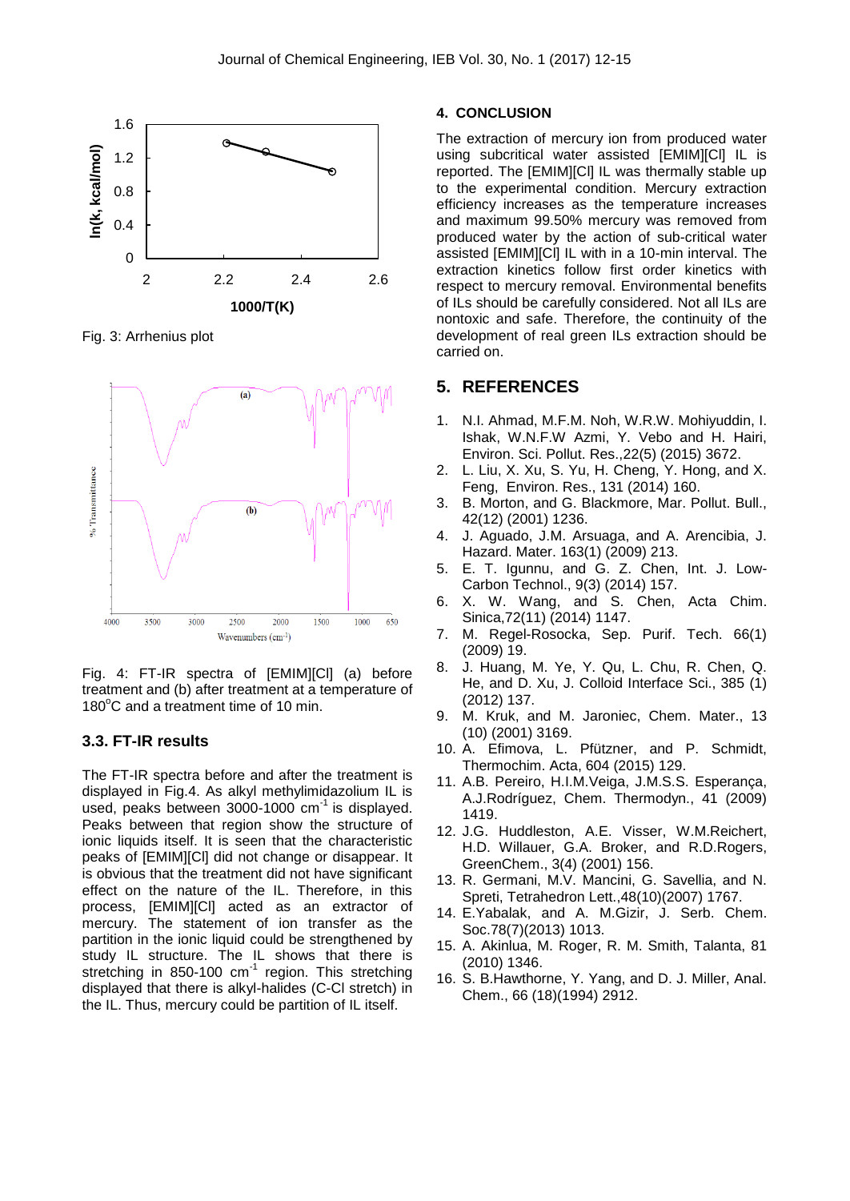1.6

1.2

0.8

0.4

0

ln(k, kcal/mol)

2 2.2 2.4 2.6

1000/T(K)

Fig. 3: Arrhenius plot

(a)

(b)

% Transmittance

4000 3500 3000 2500 2000 1500 1000 650

Wavenumbers (cm⁻¹)

Fig. 4: FT-IR spectra of [EMIM][Cl] (a) before treatment and (b) after treatment at a temperature of 180°C and a treatment time of 10 min.

### 3.3. FT-IR results

The FT-IR spectra before and after the treatment is displayed in Fig.4. As alkyl methylimidazolium IL is used, peaks between 3000-1000 $cm^{-1}$ is displayed. Peaks between that region show the structure of ionic liquids itself. It is seen that the characteristic peaks of [EMIM][Cl] did not change or disappear. It is obvious that the treatment did not have significant effect on the nature of the IL. Therefore, in this process, [EMIM][Cl] acted as an extractor of mercury. The statement of ion transfer as the partition in the ionic liquid could be strengthened by study IL structure. The IL shows that there is stretching in 850-100 $cm^{-1}$ region. This stretching displayed that there is alkyl-halides (C-Cl stretch) in the IL. Thus, mercury could be partition of IL itself.

## 4. CONCLUSION

The extraction of mercury ion from produced water using subcritical water assisted [EMIM][Cl] IL is reported. The [EMIM][Cl] IL was thermally stable up to the experimental condition. Mercury extraction efficiency increases as the temperature increases and maximum 99.50% mercury was removed from produced water by the action of sub-critical water assisted [EMIM][Cl] IL with in a 10-min interval. The extraction kinetics follow first order kinetics with respect to mercury removal. Environmental benefits of ILs should be carefully considered. Not all ILs are nontoxic and safe. Therefore, the continuity of the development of real green ILs extraction should be carried on.

## 5. REFERENCES

1. N.I. Ahmad, M.F.M. Noh, W.R.W. Mohiyuddin, I. Ishak, W.N.F.W Azmi, Y. Vebo and H. Hairi, Environ. Sci. Pollut. Res.,22(5) (2015) 3672.
2. L. Liu, X. Xu, S. Yu, H. Cheng, Y. Hong, and X. Feng, Environ. Res., 131 (2014) 160.
3. B. Morton, and G. Blackmore, Mar. Pollut. Bull., 42(12) (2001) 1236.
4. J. Aguado, J.M. Arsuaga, and A. Arencibia, J. Hazard. Mater. 163(1) (2009) 213.
5. E. T. Igunnu, and G. Z. Chen, Int. J. Low-Carbon Technol., 9(3) (2014) 157.
6. X. W. Wang, and S. Chen, Acta Chim. Sinica,72(11) (2014) 1147.
7. M. Regel-Rosocka, Sep. Purif. Tech. 66(1) (2009) 19.
8. J. Huang, M. Ye, Y. Qu, L. Chu, R. Chen, Q. He, and D. Xu, J. Colloid Interface Sci., 385 (1) (2012) 137.
9. M. Kruk, and M. Jaroniec, Chem. Mater., 13 (10) (2001) 3169.
10. A. Efimova, L. Pfützner, and P. Schmidt, Thermochim. Acta, 604 (2015) 129.
11. A.B. Pereiro, H.I.M.Veiga, J.M.S.S. Esperança, A.J.Rodríguez, Chem. Thermodyn., 41 (2009) 1419.
12. J.G. Huddleston, A.E. Visser, W.M.Reichert, H.D. Willauer, G.A. Broker, and R.D.Rogers, GreenChem., 3(4) (2001) 156.
13. R. Germani, M.V. Mancini, G. Savellia, and N. Spreti, Tetrahedron Lett.,48(10)(2007) 1767.
14. E.Yabalak, and A. M.Gizir, J. Serb. Chem. Soc.78(7)(2013) 1013.
15. A. Akinlua, M. Roger, R. M. Smith, Talanta, 81 (2010) 1346.
16. S. B.Hawthorne, Y. Yang, and D. J. Miller, Anal. Chem., 66 (18)(1994) 2912.